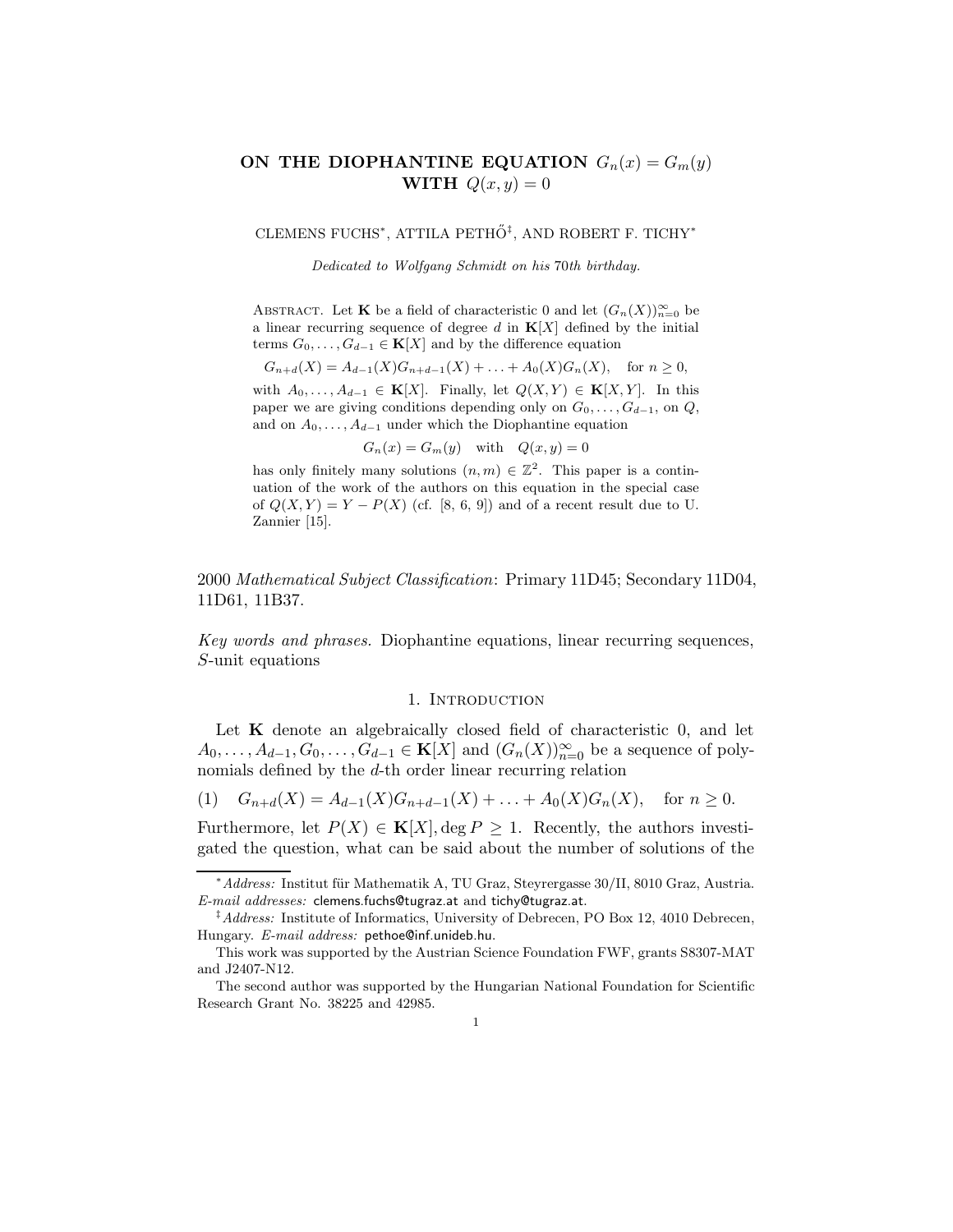# ON THE DIOPHANTINE EQUATION $G_n(x) = G_m(y)$ WITH $Q(x, y) = 0$

CLEMENS FUCHS*, ATTILA PETHŐ‡, AND ROBERT F. TICHY*

*Dedicated to Wolfgang Schmidt on his 70th birthday.*

Abstract. Let $\mathbf{K}$ be a field of characteristic 0 and let $(G_n(X))_{n=0}^{\infty}$ be a linear recurring sequence of degree $d$ in $\mathbf{K}[X]$ defined by the initial terms $G_0, \ldots, G_{d-1} \in \mathbf{K}[X]$ and by the difference equation

$$G_{n+d}(X) = A_{d-1}(X)G_{n+d-1}(X) + \ldots + A_0(X)G_n(X), \quad \text{for } n \geq 0,$$

with $A_0, \ldots, A_{d-1} \in \mathbf{K}[X]$. Finally, let $Q(X, Y) \in \mathbf{K}[X, Y]$. In this paper we are giving conditions depending only on $G_0, \ldots, G_{d-1}$, on $Q$, and on $A_0, \ldots, A_{d-1}$ under which the Diophantine equation

$$G_n(x) = G_m(y) \quad \text{with} \quad Q(x, y) = 0$$

has only finitely many solutions $(n, m) \in \mathbb{Z}^2$. This paper is a continuation of the work of the authors on this equation in the special case of $Q(X, Y) = Y - P(X)$ (cf. [8, 6, 9]) and of a recent result due to U. Zannier [15].

2000 *Mathematical Subject Classification*: Primary 11D45; Secondary 11D04, 11D61, 11B37.

*Key words and phrases.* Diophantine equations, linear recurring sequences, $S$-unit equations

## 1. Introduction

Let $\mathbf{K}$ denote an algebraically closed field of characteristic 0, and let $A_0, \ldots, A_{d-1}, G_0, \ldots, G_{d-1} \in \mathbf{K}[X]$ and $(G_n(X))_{n=0}^{\infty}$ be a sequence of polynomials defined by the $d$-th order linear recurring relation

$$G_{n+d}(X) = A_{d-1}(X)G_{n+d-1}(X) + \ldots + A_0(X)G_n(X), \quad \text{for } n \geq 0. \tag{1}$$

Furthermore, let $P(X) \in \mathbf{K}[X], \deg P \geq 1$. Recently, the authors investigated the question, what can be said about the number of solutions of the

---

*Address:* Institut für Mathematik A, TU Graz, Steyrergasse 30/II, 8010 Graz, Austria. *E-mail addresses:* clemens.fuchs@tugraz.at and tichy@tugraz.at.

‡*Address:* Institute of Informatics, University of Debrecen, PO Box 12, 4010 Debrecen, Hungary. *E-mail address:* pethoe@inf.unideb.hu.

This work was supported by the Austrian Science Foundation FWF, grants S8307-MAT and J2407-N12.

The second author was supported by the Hungarian National Foundation for Scientific Research Grant No. 38225 and 42985.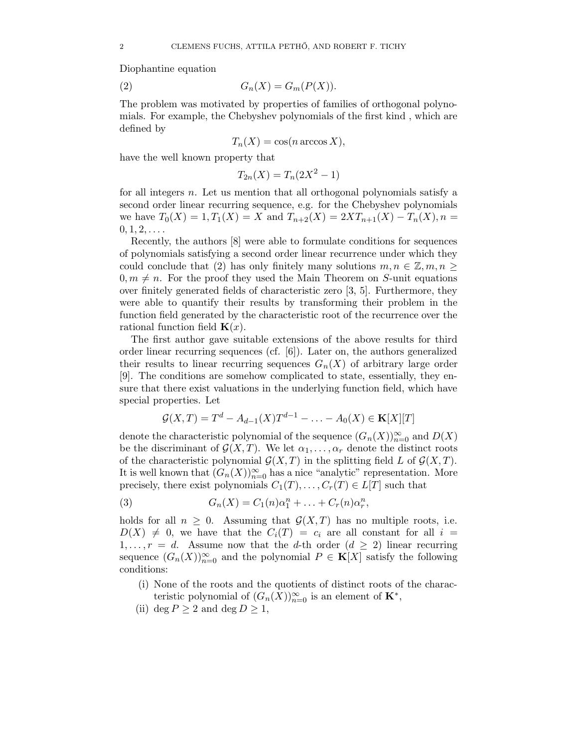Diophantine equation

$$G_n(X) = G_m(P(X)). \tag{2}$$

The problem was motivated by properties of families of orthogonal polynomials. For example, the Chebyshev polynomials of the first kind , which are defined by

$$T_n(X) = \cos(n \arccos X),$$

have the well known property that

$$T_{2n}(X) = T_n(2X^2 - 1)$$

for all integers $n$. Let us mention that all orthogonal polynomials satisfy a second order linear recurring sequence, e.g. for the Chebyshev polynomials we have $T_0(X) = 1, T_1(X) = X$ and $T_{n+2}(X) = 2XT_{n+1}(X) - T_n(X), n = 0, 1, 2, \ldots$.

Recently, the authors [8] were able to formulate conditions for sequences of polynomials satisfying a second order linear recurrence under which they could conclude that (2) has only finitely many solutions $m, n \in \mathbb{Z}, m, n \geq 0, m \neq n$. For the proof they used the Main Theorem on $S$-unit equations over finitely generated fields of characteristic zero [3, 5]. Furthermore, they were able to quantify their results by transforming their problem in the function field generated by the characteristic root of the recurrence over the rational function field $\mathbf{K}(x)$.

The first author gave suitable extensions of the above results for third order linear recurring sequences (cf. [6]). Later on, the authors generalized their results to linear recurring sequences $G_n(X)$ of arbitrary large order [9]. The conditions are somehow complicated to state, essentially, they ensure that there exist valuations in the underlying function field, which have special properties. Let

$$\mathcal{G}(X, T) = T^d - A_{d-1}(X)T^{d-1} - \ldots - A_0(X) \in \mathbf{K}[X][T]$$

denote the characteristic polynomial of the sequence $(G_n(X))_{n=0}^{\infty}$ and $D(X)$ be the discriminant of $\mathcal{G}(X, T)$. We let $\alpha_1, \ldots, \alpha_r$ denote the distinct roots of the characteristic polynomial $\mathcal{G}(X, T)$ in the splitting field $L$ of $\mathcal{G}(X, T)$. It is well known that $(G_n(X))_{n=0}^{\infty}$ has a nice "analytic" representation. More precisely, there exist polynomials $C_1(T), \ldots, C_r(T) \in L[T]$ such that

$$G_n(X) = C_1(n)\alpha_1^n + \ldots + C_r(n)\alpha_r^n, \tag{3}$$

holds for all $n \geq 0$. Assuming that $\mathcal{G}(X, T)$ has no multiple roots, i.e. $D(X) \neq 0$, we have that the $C_i(T) = c_i$ are all constant for all $i = 1, \ldots, r = d$. Assume now that the $d$-th order ($d \geq 2$) linear recurring sequence $(G_n(X))_{n=0}^{\infty}$ and the polynomial $P \in \mathbf{K}[X]$ satisfy the following conditions:

(i) None of the roots and the quotients of distinct roots of the characteristic polynomial of $(G_n(X))_{n=0}^{\infty}$ is an element of $\mathbf{K}^*$,

(ii) $\deg P \geq 2$ and $\deg D \geq 1$,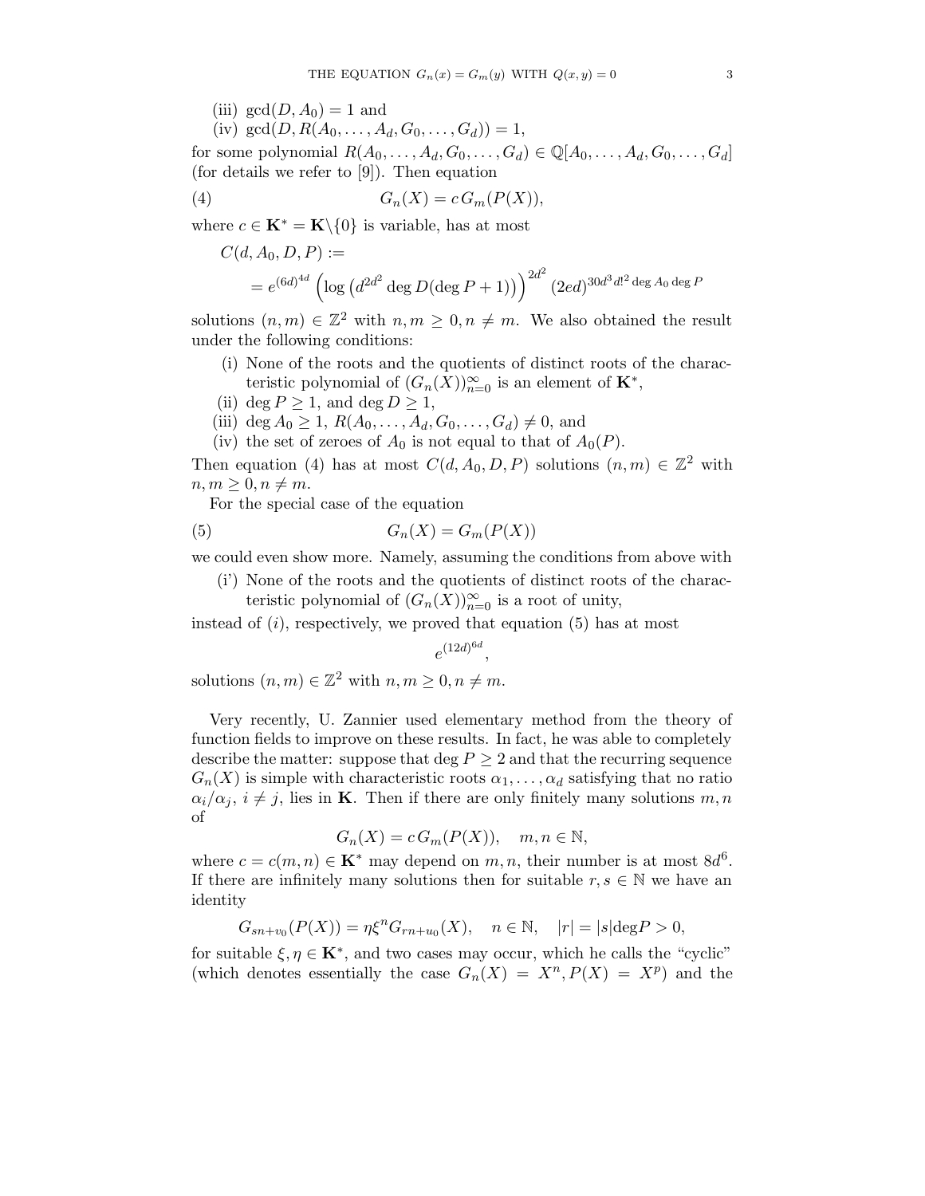(iii) $\gcd(D, A_0) = 1$ and
(iv) $\gcd(D, R(A_0, \ldots, A_d, G_0, \ldots, G_d)) = 1$,

for some polynomial $R(A_0, \ldots, A_d, G_0, \ldots, G_d) \in \mathbb{Q}[A_0, \ldots, A_d, G_0, \ldots, G_d]$ (for details we refer to [9]). Then equation

$$G_n(X) = c\, G_m(P(X)), \tag{4}$$

where $c \in \mathbf{K}^* = \mathbf{K}\backslash\{0\}$ is variable, has at most

$$C(d, A_0, D, P) := \\ = e^{(6d)^{4d}} \left(\log\left(d^{2d^2} \deg D(\deg P + 1)\right)\right)^{2d^2} (2ed)^{30d^3 d!^2 \deg A_0 \deg P}$$

solutions $(n, m) \in \mathbb{Z}^2$ with $n, m \geq 0, n \neq m$. We also obtained the result under the following conditions:

(i) None of the roots and the quotients of distinct roots of the characteristic polynomial of $(G_n(X))_{n=0}^\infty$ is an element of $\mathbf{K}^*$,
(ii) $\deg P \geq 1$, and $\deg D \geq 1$,
(iii) $\deg A_0 \geq 1$, $R(A_0, \ldots, A_d, G_0, \ldots, G_d) \neq 0$, and
(iv) the set of zeroes of $A_0$ is not equal to that of $A_0(P)$.

Then equation (4) has at most $C(d, A_0, D, P)$ solutions $(n, m) \in \mathbb{Z}^2$ with $n, m \geq 0, n \neq m$.

For the special case of the equation

$$G_n(X) = G_m(P(X)) \tag{5}$$

we could even show more. Namely, assuming the conditions from above with

(i') None of the roots and the quotients of distinct roots of the characteristic polynomial of $(G_n(X))_{n=0}^\infty$ is a root of unity,

instead of $(i)$, respectively, we proved that equation (5) has at most

$$e^{(12d)^{6d}},$$

solutions $(n, m) \in \mathbb{Z}^2$ with $n, m \geq 0, n \neq m$.

Very recently, U. Zannier used elementary method from the theory of function fields to improve on these results. In fact, he was able to completely describe the matter: suppose that $\deg P \geq 2$ and that the recurring sequence $G_n(X)$ is simple with characteristic roots $\alpha_1, \ldots, \alpha_d$ satisfying that no ratio $\alpha_i/\alpha_j$, $i \neq j$, lies in $\mathbf{K}$. Then if there are only finitely many solutions $m, n$ of

$$G_n(X) = c\, G_m(P(X)), \quad m, n \in \mathbb{N},$$

where $c = c(m, n) \in \mathbf{K}^*$ may depend on $m, n$, their number is at most $8d^6$. If there are infinitely many solutions then for suitable $r, s \in \mathbb{N}$ we have an identity

$$G_{sn+v_0}(P(X)) = \eta \xi^n G_{rn+u_0}(X), \quad n \in \mathbb{N}, \quad |r| = |s| \mathrm{deg} P > 0,$$

for suitable $\xi, \eta \in \mathbf{K}^*$, and two cases may occur, which he calls the "cyclic" (which denotes essentially the case $G_n(X) = X^n, P(X) = X^p$) and the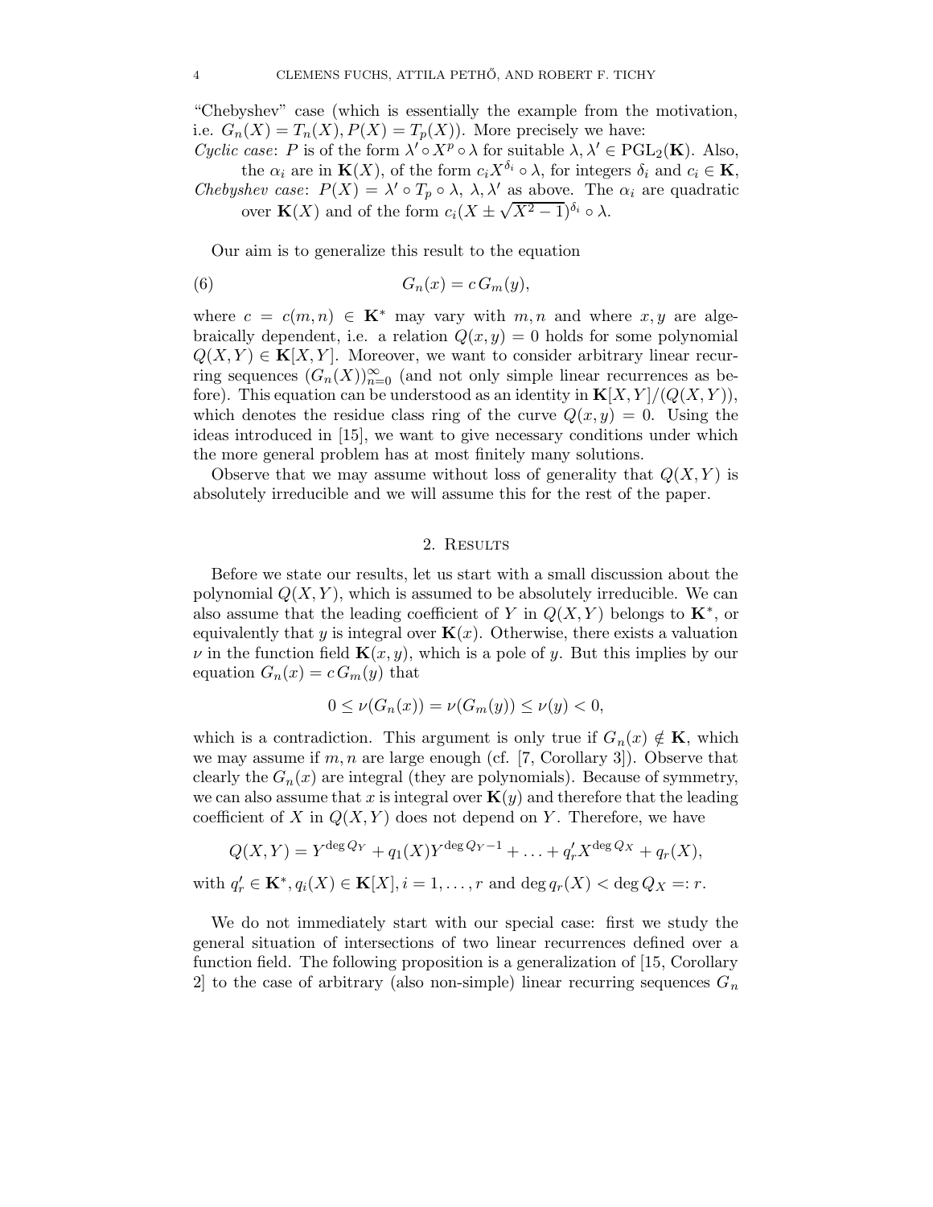"Chebyshev" case (which is essentially the example from the motivation, i.e. $G_n(X) = T_n(X), P(X) = T_p(X)$). More precisely we have:

*Cyclic case*: $P$ is of the form $\lambda' \circ X^p \circ \lambda$ for suitable $\lambda, \lambda' \in \mathrm{PGL}_2(\mathbf{K})$. Also, the $\alpha_i$ are in $\mathbf{K}(X)$, of the form $c_i X^{\delta_i} \circ \lambda$, for integers $\delta_i$ and $c_i \in \mathbf{K}$,

*Chebyshev case*: $P(X) = \lambda' \circ T_p \circ \lambda$, $\lambda, \lambda'$ as above. The $\alpha_i$ are quadratic over $\mathbf{K}(X)$ and of the form $c_i(X \pm \sqrt{X^2-1})^{\delta_i} \circ \lambda$.

Our aim is to generalize this result to the equation

$$G_n(x) = c\, G_m(y), \tag{6}$$

where $c = c(m,n) \in \mathbf{K}^*$ may vary with $m,n$ and where $x,y$ are algebraically dependent, i.e. a relation $Q(x,y) = 0$ holds for some polynomial $Q(X,Y) \in \mathbf{K}[X,Y]$. Moreover, we want to consider arbitrary linear recurring sequences $(G_n(X))_{n=0}^\infty$ (and not only simple linear recurrences as before). This equation can be understood as an identity in $\mathbf{K}[X,Y]/(Q(X,Y))$, which denotes the residue class ring of the curve $Q(x,y) = 0$. Using the ideas introduced in [15], we want to give necessary conditions under which the more general problem has at most finitely many solutions.

Observe that we may assume without loss of generality that $Q(X,Y)$ is absolutely irreducible and we will assume this for the rest of the paper.

## 2. Results

Before we state our results, let us start with a small discussion about the polynomial $Q(X,Y)$, which is assumed to be absolutely irreducible. We can also assume that the leading coefficient of $Y$ in $Q(X,Y)$ belongs to $\mathbf{K}^*$, or equivalently that $y$ is integral over $\mathbf{K}(x)$. Otherwise, there exists a valuation $\nu$ in the function field $\mathbf{K}(x,y)$, which is a pole of $y$. But this implies by our equation $G_n(x) = c\, G_m(y)$ that

$$0 \leq \nu(G_n(x)) = \nu(G_m(y)) \leq \nu(y) < 0,$$

which is a contradiction. This argument is only true if $G_n(x) \notin \mathbf{K}$, which we may assume if $m,n$ are large enough (cf. [7, Corollary 3]). Observe that clearly the $G_n(x)$ are integral (they are polynomials). Because of symmetry, we can also assume that $x$ is integral over $\mathbf{K}(y)$ and therefore that the leading coefficient of $X$ in $Q(X,Y)$ does not depend on $Y$. Therefore, we have

$$Q(X,Y) = Y^{\deg Q_Y} + q_1(X) Y^{\deg Q_Y - 1} + \ldots + q_r' X^{\deg Q_X} + q_r(X),$$

with $q_r' \in \mathbf{K}^*, q_i(X) \in \mathbf{K}[X], i = 1, \ldots, r$ and $\deg q_r(X) < \deg Q_X =: r$.

We do not immediately start with our special case: first we study the general situation of intersections of two linear recurrences defined over a function field. The following proposition is a generalization of [15, Corollary 2] to the case of arbitrary (also non-simple) linear recurring sequences $G_n$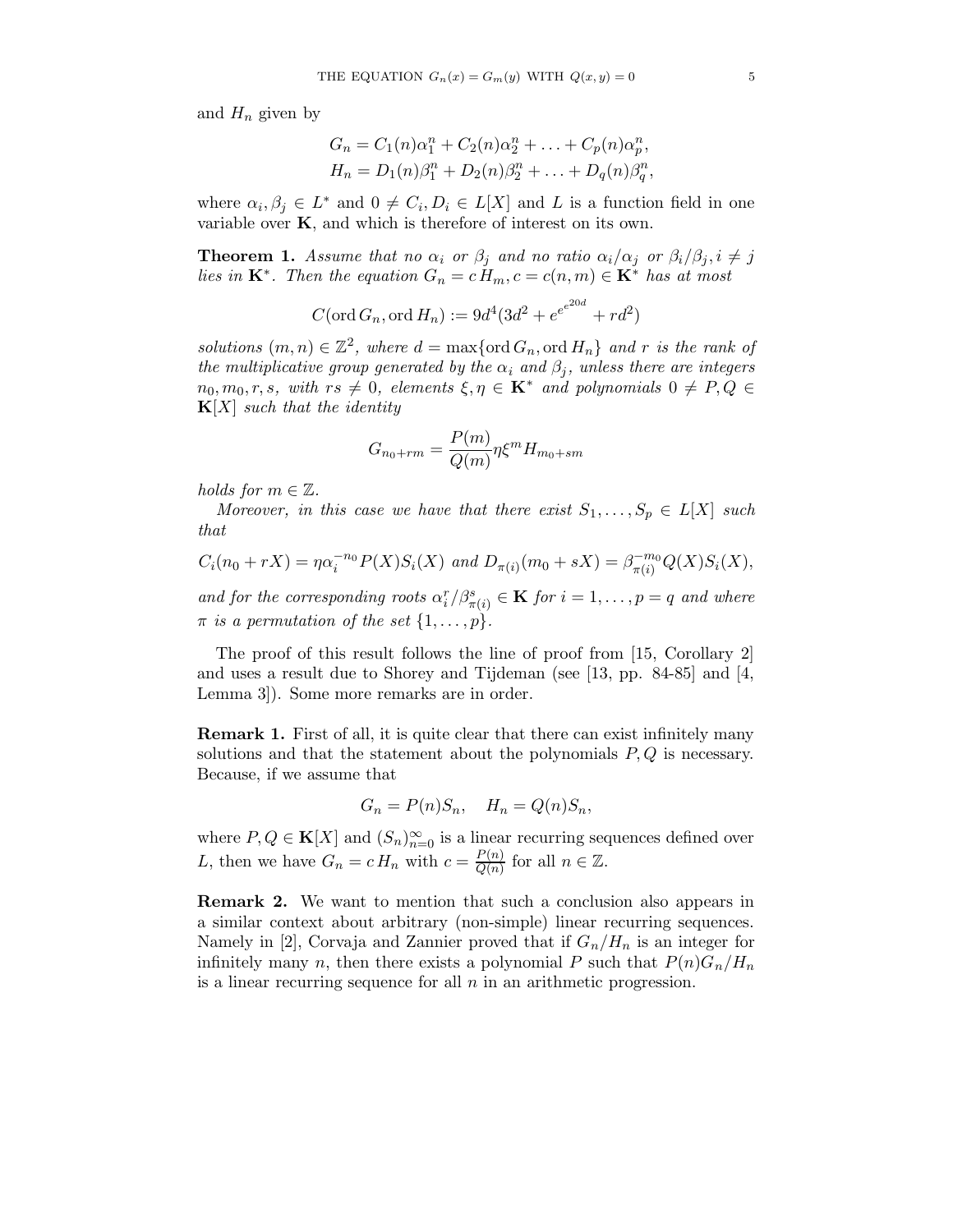and $H_n$ given by

$$
\begin{aligned}
G_n &= C_1(n)\alpha_1^n + C_2(n)\alpha_2^n + \ldots + C_p(n)\alpha_p^n, \\
H_n &= D_1(n)\beta_1^n + D_2(n)\beta_2^n + \ldots + D_q(n)\beta_q^n,
\end{aligned}
$$

where $\alpha_i, \beta_j \in L^*$ and $0 \neq C_i, D_i \in L[X]$ and $L$ is a function field in one variable over $\mathbf{K}$, and which is therefore of interest on its own.

**Theorem 1.** *Assume that no $\alpha_i$ or $\beta_j$ and no ratio $\alpha_i/\alpha_j$ or $\beta_i/\beta_j, i \neq j$ lies in $\mathbf{K}^*$. Then the equation $G_n = c\, H_m, c = c(n,m) \in \mathbf{K}^*$ has at most*

$$
C(\operatorname{ord} G_n, \operatorname{ord} H_n) := 9d^4(3d^2 + e^{e^{e^{20d}}} + rd^2)
$$

*solutions $(m,n) \in \mathbb{Z}^2$, where $d = \max\{\operatorname{ord} G_n, \operatorname{ord} H_n\}$ and $r$ is the rank of the multiplicative group generated by the $\alpha_i$ and $\beta_j$, unless there are integers $n_0, m_0, r, s$, with $rs \neq 0$, elements $\xi, \eta \in \mathbf{K}^*$ and polynomials $0 \neq P, Q \in \mathbf{K}[X]$ such that the identity*

$$
G_{n_0+rm} = \frac{P(m)}{Q(m)} \eta \xi^m H_{m_0+sm}
$$

*holds for $m \in \mathbb{Z}$.*

*Moreover, in this case we have that there exist $S_1, \ldots, S_p \in L[X]$ such that*

$$
C_i(n_0 + rX) = \eta\alpha_i^{-n_0} P(X) S_i(X) \text{ and } D_{\pi(i)}(m_0 + sX) = \beta_{\pi(i)}^{-m_0} Q(X) S_i(X),
$$

*and for the corresponding roots $\alpha_i^r/\beta_{\pi(i)}^s \in \mathbf{K}$ for $i = 1, \ldots, p = q$ and where $\pi$ is a permutation of the set $\{1, \ldots, p\}$.*

The proof of this result follows the line of proof from [15, Corollary 2] and uses a result due to Shorey and Tijdeman (see [13, pp. 84-85] and [4, Lemma 3]). Some more remarks are in order.

**Remark 1.** First of all, it is quite clear that there can exist infinitely many solutions and that the statement about the polynomials $P, Q$ is necessary. Because, if we assume that

$$
G_n = P(n) S_n, \quad H_n = Q(n) S_n,
$$

where $P, Q \in \mathbf{K}[X]$ and $(S_n)_{n=0}^{\infty}$ is a linear recurring sequences defined over $L$, then we have $G_n = c\, H_n$ with $c = \frac{P(n)}{Q(n)}$ for all $n \in \mathbb{Z}$.

**Remark 2.** We want to mention that such a conclusion also appears in a similar context about arbitrary (non-simple) linear recurring sequences. Namely in [2], Corvaja and Zannier proved that if $G_n/H_n$ is an integer for infinitely many $n$, then there exists a polynomial $P$ such that $P(n)G_n/H_n$ is a linear recurring sequence for all $n$ in an arithmetic progression.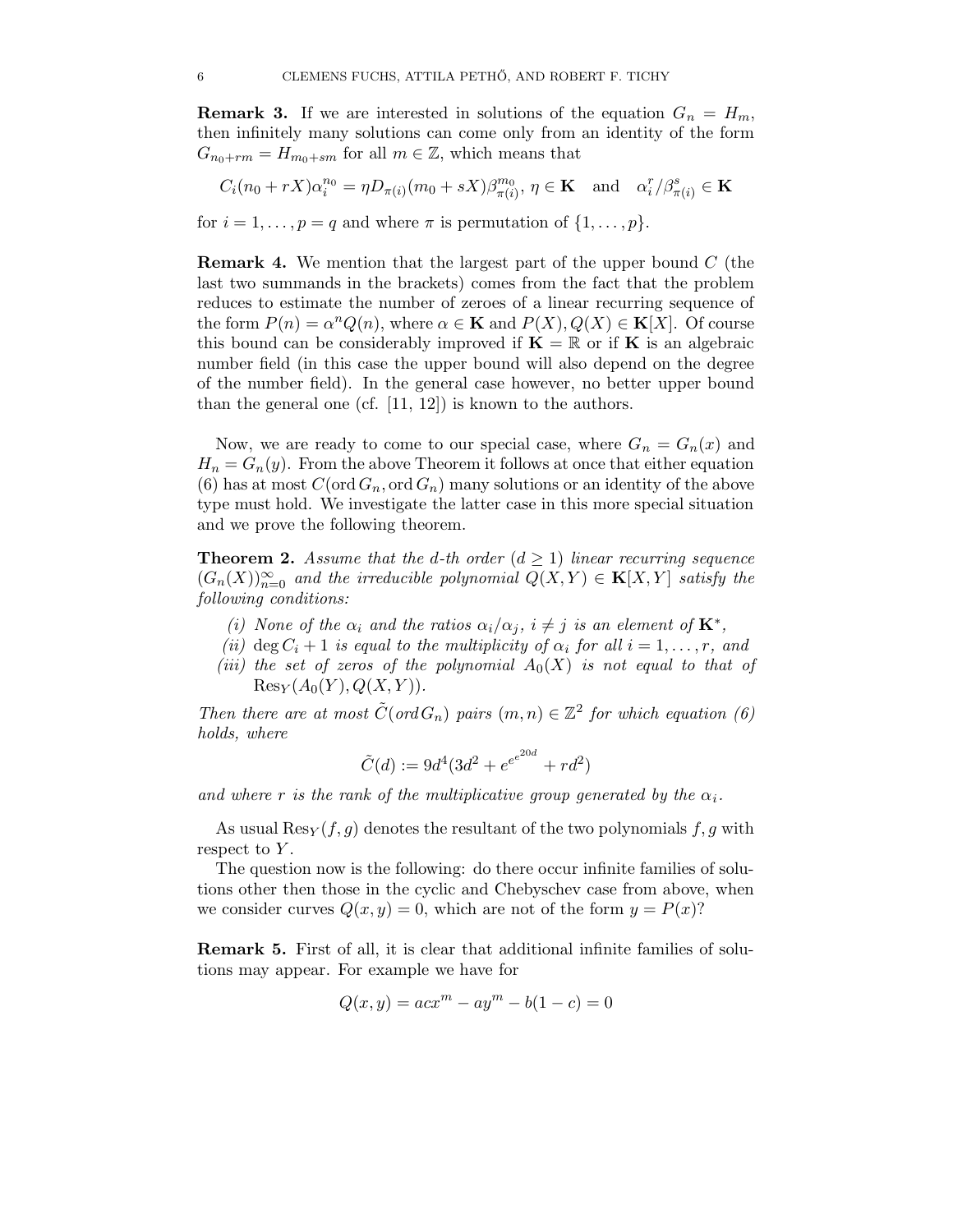**Remark 3.** If we are interested in solutions of the equation $G_n = H_m$, then infinitely many solutions can come only from an identity of the form $G_{n_0+rm} = H_{m_0+sm}$ for all $m \in \mathbb{Z}$, which means that

$$C_i(n_0 + rX)\alpha_i^{n_0} = \eta D_{\pi(i)}(m_0 + sX)\beta_{\pi(i)}^{m_0},\ \eta \in \mathbf{K} \quad \text{and} \quad \alpha_i^r/\beta_{\pi(i)}^s \in \mathbf{K}$$

for $i = 1, \ldots, p = q$ and where $\pi$ is permutation of $\{1, \ldots, p\}$.

**Remark 4.** We mention that the largest part of the upper bound $C$ (the last two summands in the brackets) comes from the fact that the problem reduces to estimate the number of zeroes of a linear recurring sequence of the form $P(n) = \alpha^n Q(n)$, where $\alpha \in \mathbf{K}$ and $P(X), Q(X) \in \mathbf{K}[X]$. Of course this bound can be considerably improved if $\mathbf{K} = \mathbb{R}$ or if $\mathbf{K}$ is an algebraic number field (in this case the upper bound will also depend on the degree of the number field). In the general case however, no better upper bound than the general one (cf. [11, 12]) is known to the authors.

Now, we are ready to come to our special case, where $G_n = G_n(x)$ and $H_n = G_n(y)$. From the above Theorem it follows at once that either equation (6) has at most $C(\operatorname{ord} G_n, \operatorname{ord} G_n)$ many solutions or an identity of the above type must hold. We investigate the latter case in this more special situation and we prove the following theorem.

**Theorem 2.** *Assume that the $d$-th order ($d \geq 1$) linear recurring sequence $(G_n(X))_{n=0}^{\infty}$ and the irreducible polynomial $Q(X, Y) \in \mathbf{K}[X, Y]$ satisfy the following conditions:*

*(i) None of the $\alpha_i$ and the ratios $\alpha_i/\alpha_j$, $i \neq j$ is an element of $\mathbf{K}^*$,*

*(ii) $\deg C_i + 1$ is equal to the multiplicity of $\alpha_i$ for all $i = 1, \ldots, r$, and*

*(iii) the set of zeros of the polynomial $A_0(X)$ is not equal to that of $\operatorname{Res}_Y(A_0(Y), Q(X, Y))$.*

*Then there are at most $\tilde{C}(\operatorname{ord} G_n)$ pairs $(m, n) \in \mathbb{Z}^2$ for which equation (6) holds, where*

$$\tilde{C}(d) := 9d^4(3d^2 + e^{e^{e^{20d}}} + rd^2)$$

*and where $r$ is the rank of the multiplicative group generated by the $\alpha_i$.*

As usual $\operatorname{Res}_Y(f, g)$ denotes the resultant of the two polynomials $f, g$ with respect to $Y$.

The question now is the following: do there occur infinite families of solutions other then those in the cyclic and Chebyschev case from above, when we consider curves $Q(x, y) = 0$, which are not of the form $y = P(x)$?

**Remark 5.** First of all, it is clear that additional infinite families of solutions may appear. For example we have for

$$Q(x, y) = acx^m - ay^m - b(1 - c) = 0$$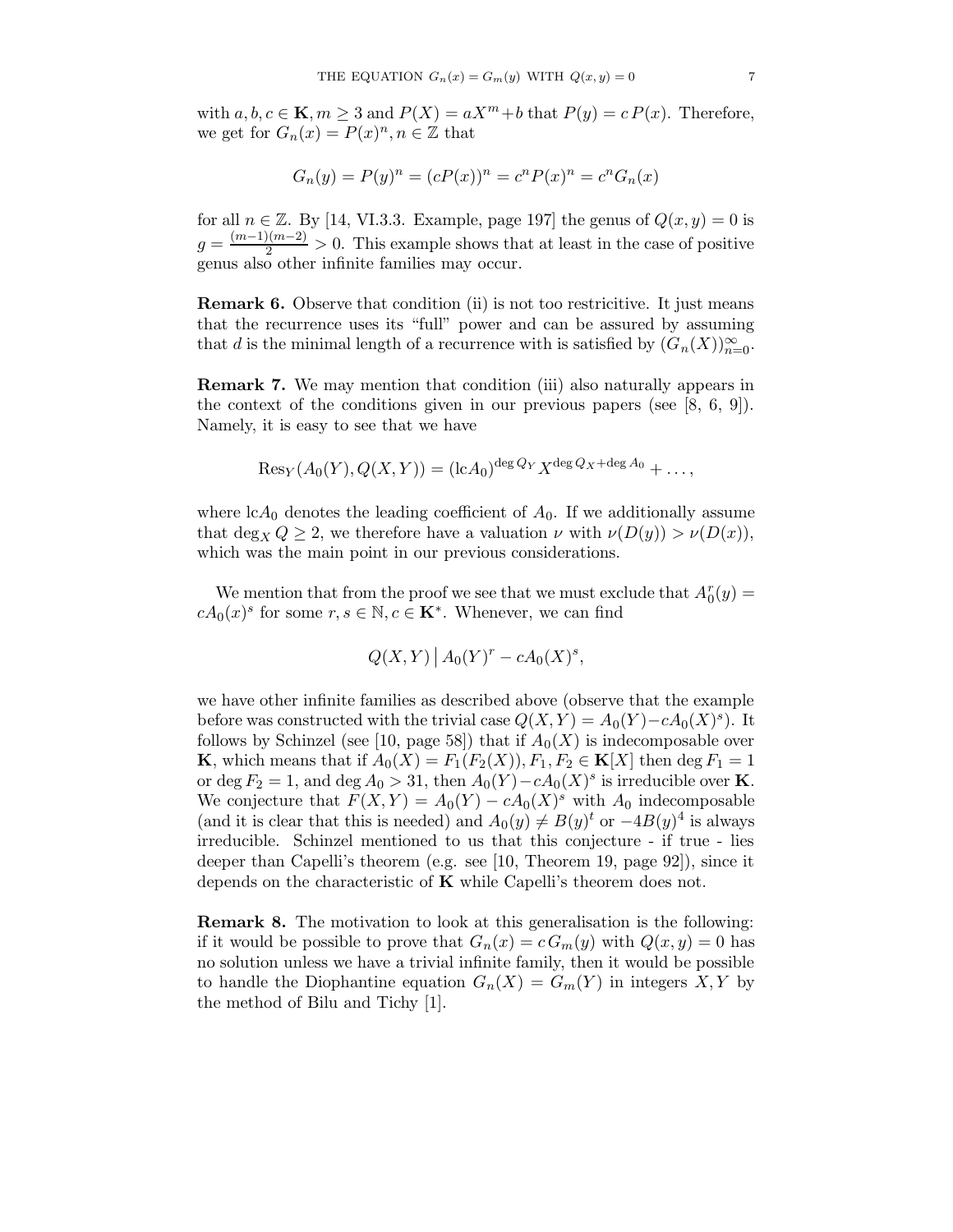with $a, b, c \in \mathbf{K}, m \geq 3$ and $P(X) = aX^m + b$ that $P(y) = c\,P(x)$. Therefore, we get for $G_n(x) = P(x)^n, n \in \mathbb{Z}$ that

$$G_n(y) = P(y)^n = (cP(x))^n = c^n P(x)^n = c^n G_n(x)$$

for all $n \in \mathbb{Z}$. By [14, VI.3.3. Example, page 197] the genus of $Q(x, y) = 0$ is $g = \frac{(m-1)(m-2)}{2} > 0$. This example shows that at least in the case of positive genus also other infinite families may occur.

**Remark 6.** Observe that condition (ii) is not too restricitive. It just means that the recurrence uses its "full" power and can be assured by assuming that $d$ is the minimal length of a recurrence with is satisfied by $(G_n(X))_{n=0}^{\infty}$.

**Remark 7.** We may mention that condition (iii) also naturally appears in the context of the conditions given in our previous papers (see [8, 6, 9]). Namely, it is easy to see that we have

$$\mathrm{Res}_Y(A_0(Y), Q(X,Y)) = (\mathrm{lc}A_0)^{\deg Q_Y} X^{\deg Q_X + \deg A_0} + \dots,$$

where $\mathrm{lc}A_0$ denotes the leading coefficient of $A_0$. If we additionally assume that $\deg_X Q \geq 2$, we therefore have a valuation $\nu$ with $\nu(D(y)) > \nu(D(x))$, which was the main point in our previous considerations.

We mention that from the proof we see that we must exclude that $A_0^r(y) = cA_0(x)^s$ for some $r, s \in \mathbb{N}, c \in \mathbf{K}^*$. Whenever, we can find

$$Q(X,Y) \,\big|\, A_0(Y)^r - cA_0(X)^s,$$

we have other infinite families as described above (observe that the example before was constructed with the trivial case $Q(X,Y) = A_0(Y) - cA_0(X)^s$). It follows by Schinzel (see [10, page 58]) that if $A_0(X)$ is indecomposable over $\mathbf{K}$, which means that if $A_0(X) = F_1(F_2(X)), F_1, F_2 \in \mathbf{K}[X]$ then $\deg F_1 = 1$ or $\deg F_2 = 1$, and $\deg A_0 > 31$, then $A_0(Y) - cA_0(X)^s$ is irreducible over $\mathbf{K}$. We conjecture that $F(X,Y) = A_0(Y) - cA_0(X)^s$ with $A_0$ indecomposable (and it is clear that this is needed) and $A_0(y) \neq B(y)^t$ or $-4B(y)^4$ is always irreducible. Schinzel mentioned to us that this conjecture - if true - lies deeper than Capelli's theorem (e.g. see [10, Theorem 19, page 92]), since it depends on the characteristic of $\mathbf{K}$ while Capelli's theorem does not.

**Remark 8.** The motivation to look at this generalisation is the following: if it would be possible to prove that $G_n(x) = c\,G_m(y)$ with $Q(x, y) = 0$ has no solution unless we have a trivial infinite family, then it would be possible to handle the Diophantine equation $G_n(X) = G_m(Y)$ in integers $X, Y$ by the method of Bilu and Tichy [1].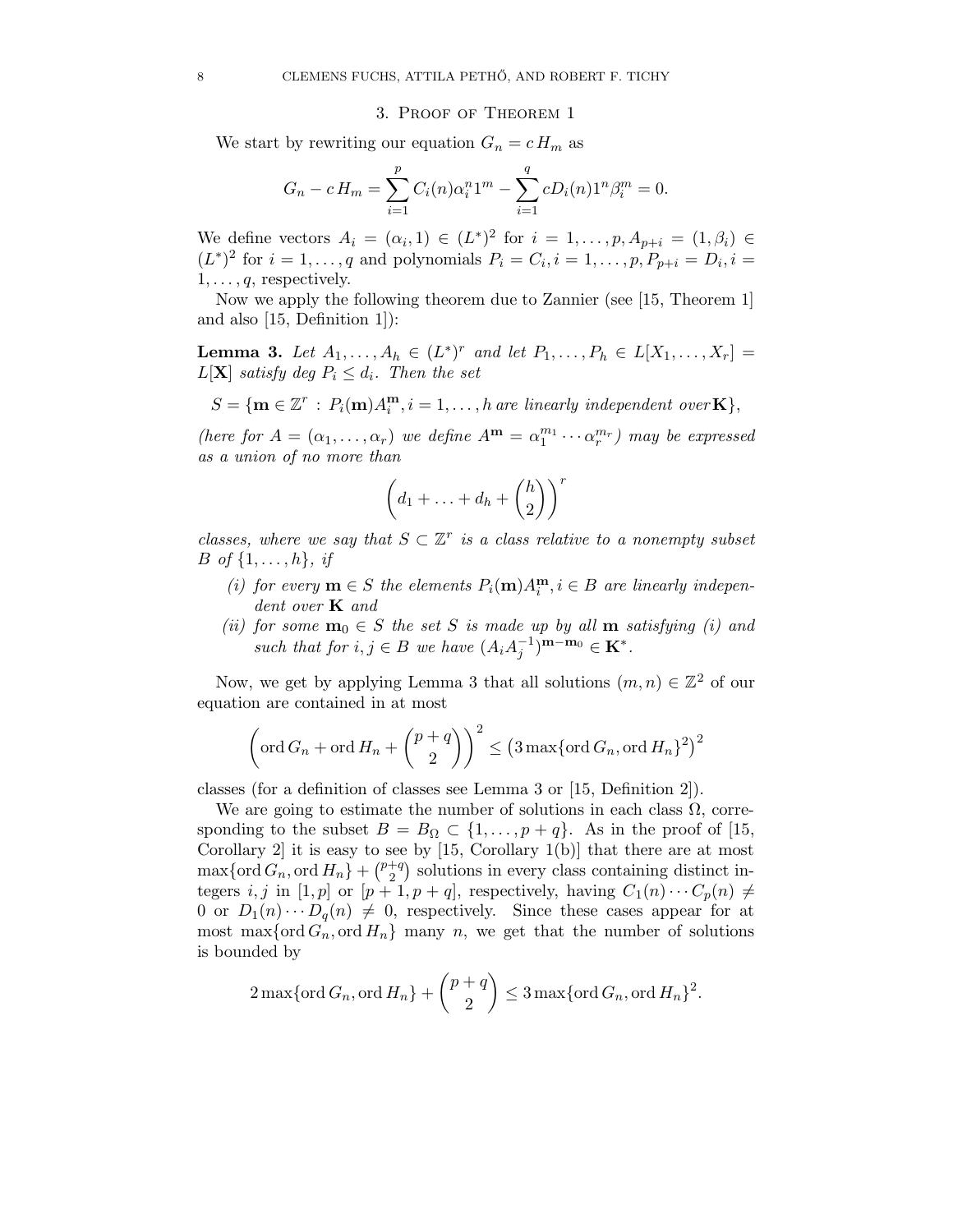## 3. Proof of Theorem 1

We start by rewriting our equation $G_n = c\,H_m$ as

$$G_n - c\,H_m = \sum_{i=1}^{p} C_i(n)\alpha_i^n 1^m - \sum_{i=1}^{q} cD_i(n)1^n\beta_i^m = 0.$$

We define vectors $A_i = (\alpha_i, 1) \in (L^*)^2$ for $i = 1, \ldots, p, A_{p+i} = (1, \beta_i) \in (L^*)^2$ for $i = 1, \ldots, q$ and polynomials $P_i = C_i, i = 1, \ldots, p, P_{p+i} = D_i, i = 1, \ldots, q$, respectively.

Now we apply the following theorem due to Zannier (see [15, Theorem 1] and also [15, Definition 1]):

**Lemma 3.** *Let $A_1, \ldots, A_h \in (L^*)^r$ and let $P_1, \ldots, P_h \in L[X_1, \ldots, X_r] = L[\mathbf{X}]$ satisfy $\deg P_i \le d_i$. Then the set*

$$S = \{\mathbf{m} \in \mathbb{Z}^r \,:\, P_i(\mathbf{m})A_i^{\mathbf{m}}, i = 1, \ldots, h \text{ are linearly independent over } \mathbf{K}\},$$

*(here for $A = (\alpha_1, \ldots, \alpha_r)$ we define $A^{\mathbf{m}} = \alpha_1^{m_1} \cdots \alpha_r^{m_r}$) may be expressed as a union of no more than*

$$\left(d_1 + \ldots + d_h + \binom{h}{2}\right)^r$$

*classes, where we say that $S \subset \mathbb{Z}^r$ is a class relative to a nonempty subset $B$ of $\{1, \ldots, h\}$, if*

- *(i) for every $\mathbf{m} \in S$ the elements $P_i(\mathbf{m})A_i^{\mathbf{m}}, i \in B$ are linearly independent over $\mathbf{K}$ and*
- *(ii) for some $\mathbf{m}_0 \in S$ the set $S$ is made up by all $\mathbf{m}$ satisfying (i) and such that for $i, j \in B$ we have $(A_i A_j^{-1})^{\mathbf{m}-\mathbf{m}_0} \in \mathbf{K}^*$.*

Now, we get by applying Lemma 3 that all solutions $(m, n) \in \mathbb{Z}^2$ of our equation are contained in at most

$$\left(\operatorname{ord} G_n + \operatorname{ord} H_n + \binom{p+q}{2}\right)^2 \le \left(3\max\{\operatorname{ord} G_n, \operatorname{ord} H_n\}^2\right)^2$$

classes (for a definition of classes see Lemma 3 or [15, Definition 2]).

We are going to estimate the number of solutions in each class $\Omega$, corresponding to the subset $B = B_\Omega \subset \{1, \ldots, p+q\}$. As in the proof of [15, Corollary 2] it is easy to see by [15, Corollary 1(b)] that there are at most $\max\{\operatorname{ord} G_n, \operatorname{ord} H_n\} + \binom{p+q}{2}$ solutions in every class containing distinct integers $i, j$ in $[1, p]$ or $[p+1, p+q]$, respectively, having $C_1(n) \cdots C_p(n) \ne 0$ or $D_1(n) \cdots D_q(n) \ne 0$, respectively. Since these cases appear for at most $\max\{\operatorname{ord} G_n, \operatorname{ord} H_n\}$ many $n$, we get that the number of solutions is bounded by

$$2\max\{\operatorname{ord} G_n, \operatorname{ord} H_n\} + \binom{p+q}{2} \le 3\max\{\operatorname{ord} G_n, \operatorname{ord} H_n\}^2.$$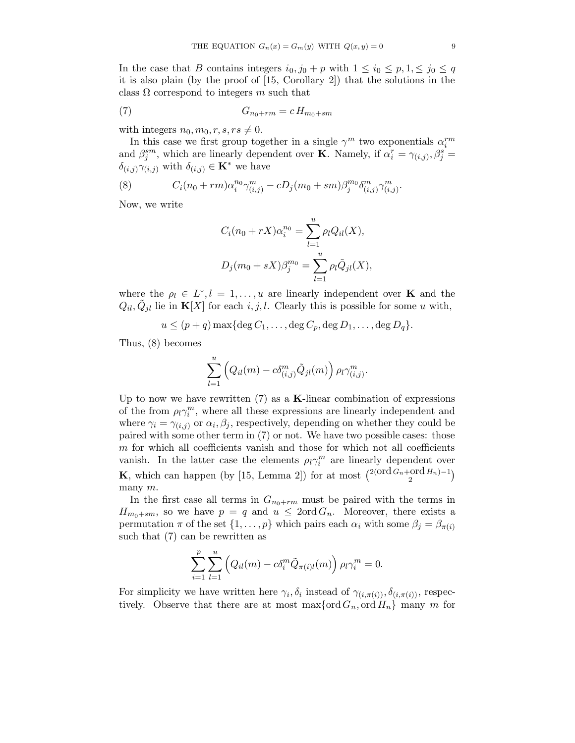In the case that $B$ contains integers $i_0, j_0 + p$ with $1 \leq i_0 \leq p, 1, \leq j_0 \leq q$ it is also plain (by the proof of [15, Corollary 2]) that the solutions in the class $\Omega$ correspond to integers $m$ such that

$$G_{n_0+rm} = c\, H_{m_0+sm} \tag{7}$$

with integers $n_0, m_0, r, s, rs \neq 0$.

In this case we first group together in a single $\gamma^m$ two exponentials $\alpha_i^{rm}$ and $\beta_j^{sm}$, which are linearly dependent over $\mathbf{K}$. Namely, if $\alpha_i^r = \gamma_{(i,j)}, \beta_j^s = \delta_{(i,j)}\gamma_{(i,j)}$ with $\delta_{(i,j)} \in \mathbf{K}^*$ we have

$$C_i(n_0 + rm)\alpha_i^{n_0}\gamma_{(i,j)}^m - cD_j(m_0 + sm)\beta_j^{m_0}\delta_{(i,j)}^m\gamma_{(i,j)}^m. \tag{8}$$

Now, we write

$$C_i(n_0 + rX)\alpha_i^{n_0} = \sum_{l=1}^{u} \rho_l Q_{il}(X),$$

$$D_j(m_0 + sX)\beta_j^{m_0} = \sum_{l=1}^{u} \rho_l \tilde{Q}_{jl}(X),$$

where the $\rho_l \in L^*, l = 1, \ldots, u$ are linearly independent over $\mathbf{K}$ and the $Q_{il}, \tilde{Q}_{jl}$ lie in $\mathbf{K}[X]$ for each $i, j, l$. Clearly this is possible for some $u$ with,

$$u \leq (p + q)\max\{\deg C_1, \ldots, \deg C_p, \deg D_1, \ldots, \deg D_q\}.$$

Thus, (8) becomes

$$\sum_{l=1}^{u} \left( Q_{il}(m) - c\delta_{(i,j)}^m \tilde{Q}_{jl}(m) \right) \rho_l \gamma_{(i,j)}^m.$$

Up to now we have rewritten (7) as a $\mathbf{K}$-linear combination of expressions of the from $\rho_l\gamma_i^m$, where all these expressions are linearly independent and where $\gamma_i = \gamma_{(i,j)}$ or $\alpha_i, \beta_j$, respectively, depending on whether they could be paired with some other term in (7) or not. We have two possible cases: those $m$ for which all coefficients vanish and those for which not all coefficients vanish. In the latter case the elements $\rho_l\gamma_i^m$ are linearly dependent over $\mathbf{K}$, which can happen (by [15, Lemma 2]) for at most $\binom{2(\operatorname{ord} G_n + \operatorname{ord} H_n) - 1}{2}$ many $m$.

In the first case all terms in $G_{n_0+rm}$ must be paired with the terms in $H_{m_0+sm}$, so we have $p = q$ and $u \leq 2\operatorname{ord} G_n$. Moreover, there exists a permutation $\pi$ of the set $\{1, \ldots, p\}$ which pairs each $\alpha_i$ with some $\beta_j = \beta_{\pi(i)}$ such that (7) can be rewritten as

$$\sum_{i=1}^{p} \sum_{l=1}^{u} \left( Q_{il}(m) - c\delta_i^m \tilde{Q}_{\pi(i)l}(m) \right) \rho_l \gamma_i^m = 0.$$

For simplicity we have written here $\gamma_i, \delta_i$ instead of $\gamma_{(i,\pi(i))}, \delta_{(i,\pi(i))}$, respectively. Observe that there are at most $\max\{\operatorname{ord} G_n, \operatorname{ord} H_n\}$ many $m$ for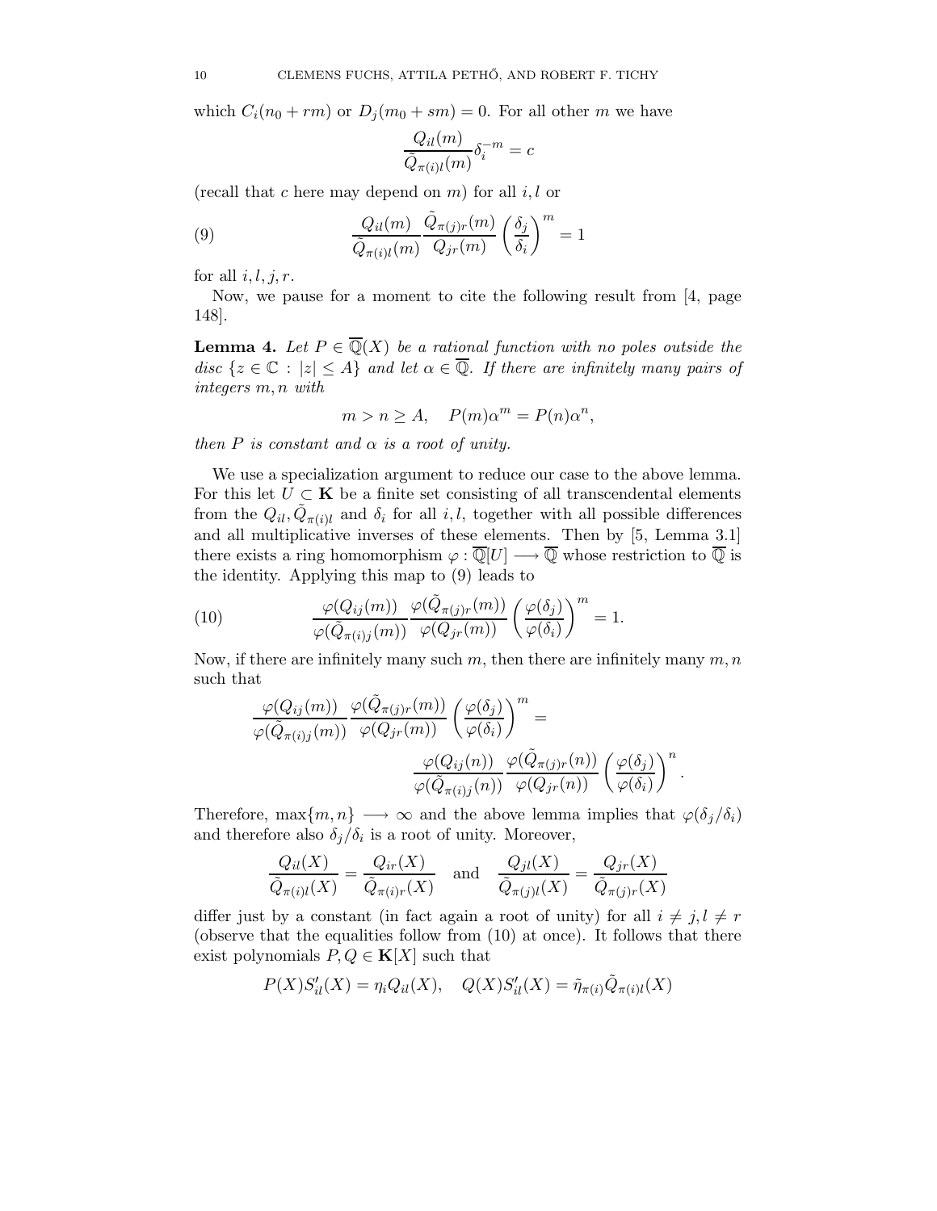which $C_i(n_0 + rm)$ or $D_j(m_0 + sm) = 0$. For all other $m$ we have

$$\frac{Q_{il}(m)}{\tilde{Q}_{\pi(i)l}(m)}\delta_i^{-m} = c$$

(recall that $c$ here may depend on $m$) for all $i, l$ or

$$\frac{Q_{il}(m)}{\tilde{Q}_{\pi(i)l}(m)} \frac{\tilde{Q}_{\pi(j)r}(m)}{Q_{jr}(m)} \left(\frac{\delta_j}{\delta_i}\right)^m = 1 \tag{9}$$

for all $i, l, j, r$.

Now, we pause for a moment to cite the following result from [4, page 148].

**Lemma 4.** *Let $P \in \overline{\mathbb{Q}}(X)$ be a rational function with no poles outside the disc $\{z \in \mathbb{C} : |z| \le A\}$ and let $\alpha \in \overline{\mathbb{Q}}$. If there are infinitely many pairs of integers $m, n$ with*

$$m > n \ge A, \quad P(m)\alpha^m = P(n)\alpha^n,$$

*then $P$ is constant and $\alpha$ is a root of unity.*

We use a specialization argument to reduce our case to the above lemma. For this let $U \subset \mathbf{K}$ be a finite set consisting of all transcendental elements from the $Q_{il}, \tilde{Q}_{\pi(i)l}$ and $\delta_i$ for all $i, l$, together with all possible differences and all multiplicative inverses of these elements. Then by [5, Lemma 3.1] there exists a ring homomorphism $\varphi : \overline{\mathbb{Q}}[U] \longrightarrow \overline{\mathbb{Q}}$ whose restriction to $\overline{\mathbb{Q}}$ is the identity. Applying this map to (9) leads to

$$\frac{\varphi(Q_{ij}(m))}{\varphi(\tilde{Q}_{\pi(i)j}(m))} \frac{\varphi(\tilde{Q}_{\pi(j)r}(m))}{\varphi(Q_{jr}(m))} \left(\frac{\varphi(\delta_j)}{\varphi(\delta_i)}\right)^m = 1. \tag{10}$$

Now, if there are infinitely many such $m$, then there are infinitely many $m, n$ such that

$$\frac{\varphi(Q_{ij}(m))}{\varphi(\tilde{Q}_{\pi(i)j}(m))} \frac{\varphi(\tilde{Q}_{\pi(j)r}(m))}{\varphi(Q_{jr}(m))} \left(\frac{\varphi(\delta_j)}{\varphi(\delta_i)}\right)^m = \frac{\varphi(Q_{ij}(n))}{\varphi(\tilde{Q}_{\pi(i)j}(n))} \frac{\varphi(\tilde{Q}_{\pi(j)r}(n))}{\varphi(Q_{jr}(n))} \left(\frac{\varphi(\delta_j)}{\varphi(\delta_i)}\right)^n.$$

Therefore, $\max\{m, n\} \longrightarrow \infty$ and the above lemma implies that $\varphi(\delta_j/\delta_i)$ and therefore also $\delta_j/\delta_i$ is a root of unity. Moreover,

$$\frac{Q_{il}(X)}{\tilde{Q}_{\pi(i)l}(X)} = \frac{Q_{ir}(X)}{\tilde{Q}_{\pi(i)r}(X)} \quad \text{and} \quad \frac{Q_{jl}(X)}{\tilde{Q}_{\pi(j)l}(X)} = \frac{Q_{jr}(X)}{\tilde{Q}_{\pi(j)r}(X)}$$

differ just by a constant (in fact again a root of unity) for all $i \neq j, l \neq r$ (observe that the equalities follow from (10) at once). It follows that there exist polynomials $P, Q \in \mathbf{K}[X]$ such that

$$P(X)S'_{il}(X) = \eta_i Q_{il}(X), \quad Q(X)S'_{il}(X) = \tilde{\eta}_{\pi(i)}\tilde{Q}_{\pi(i)l}(X)$$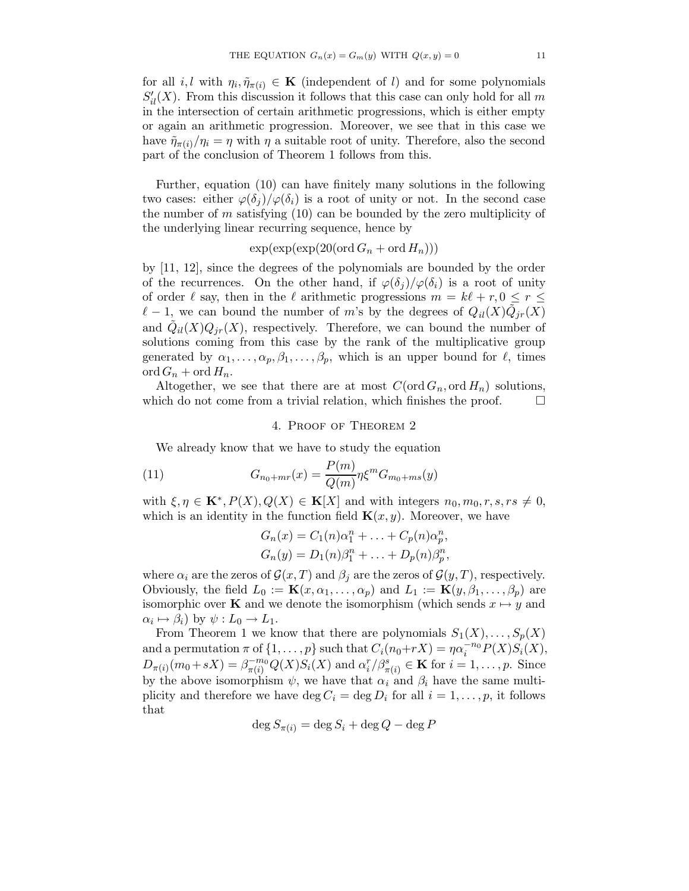for all $i, l$ with $\eta_i, \tilde{\eta}_{\pi(i)} \in \mathbf{K}$ (independent of $l$) and for some polynomials $S'_{il}(X)$. From this discussion it follows that this case can only hold for all $m$ in the intersection of certain arithmetic progressions, which is either empty or again an arithmetic progression. Moreover, we see that in this case we have $\tilde{\eta}_{\pi(i)}/\eta_i = \eta$ with $\eta$ a suitable root of unity. Therefore, also the second part of the conclusion of Theorem 1 follows from this.

Further, equation (10) can have finitely many solutions in the following two cases: either $\varphi(\delta_j)/\varphi(\delta_i)$ is a root of unity or not. In the second case the number of $m$ satisfying (10) can be bounded by the zero multiplicity of the underlying linear recurring sequence, hence by

$$\exp(\exp(\exp(20(\operatorname{ord} G_n + \operatorname{ord} H_n)))$$

by [11, 12], since the degrees of the polynomials are bounded by the order of the recurrences. On the other hand, if $\varphi(\delta_j)/\varphi(\delta_i)$ is a root of unity of order $\ell$ say, then in the $\ell$ arithmetic progressions $m = k\ell + r, 0 \leq r \leq \ell - 1$, we can bound the number of $m$'s by the degrees of $Q_{il}(X)\tilde{Q}_{jr}(X)$ and $\tilde{Q}_{il}(X)Q_{jr}(X)$, respectively. Therefore, we can bound the number of solutions coming from this case by the rank of the multiplicative group generated by $\alpha_1, \ldots, \alpha_p, \beta_1, \ldots, \beta_p$, which is an upper bound for $\ell$, times $\operatorname{ord} G_n + \operatorname{ord} H_n$.

Altogether, we see that there are at most $C(\operatorname{ord} G_n, \operatorname{ord} H_n)$ solutions, which do not come from a trivial relation, which finishes the proof. $\square$

## 4. Proof of Theorem 2

We already know that we have to study the equation

$$G_{n_0+mr}(x) = \frac{P(m)}{Q(m)}\eta\xi^m G_{m_0+ms}(y) \tag{11}$$

with $\xi, \eta \in \mathbf{K}^*, P(X), Q(X) \in \mathbf{K}[X]$ and with integers $n_0, m_0, r, s, rs \neq 0$, which is an identity in the function field $\mathbf{K}(x, y)$. Moreover, we have

$$G_n(x) = C_1(n)\alpha_1^n + \ldots + C_p(n)\alpha_p^n,$$
$$G_n(y) = D_1(n)\beta_1^n + \ldots + D_p(n)\beta_p^n,$$

where $\alpha_i$ are the zeros of $\mathcal{G}(x, T)$ and $\beta_j$ are the zeros of $\mathcal{G}(y, T)$, respectively. Obviously, the field $L_0 := \mathbf{K}(x, \alpha_1, \ldots, \alpha_p)$ and $L_1 := \mathbf{K}(y, \beta_1, \ldots, \beta_p)$ are isomorphic over $\mathbf{K}$ and we denote the isomorphism (which sends $x \mapsto y$ and $\alpha_i \mapsto \beta_i$) by $\psi : L_0 \to L_1$.

From Theorem 1 we know that there are polynomials $S_1(X), \ldots, S_p(X)$ and a permutation $\pi$ of $\{1, \ldots, p\}$ such that $C_i(n_0+rX) = \eta\alpha_i^{-n_0}P(X)S_i(X)$, $D_{\pi(i)}(m_0+sX) = \beta_{\pi(i)}^{-m_0}Q(X)S_i(X)$ and $\alpha_i^r/\beta_{\pi(i)}^s \in \mathbf{K}$ for $i = 1, \ldots, p$. Since by the above isomorphism $\psi$, we have that $\alpha_i$ and $\beta_i$ have the same multiplicity and therefore we have $\deg C_i = \deg D_i$ for all $i = 1, \ldots, p$, it follows that

$$\deg S_{\pi(i)} = \deg S_i + \deg Q - \deg P$$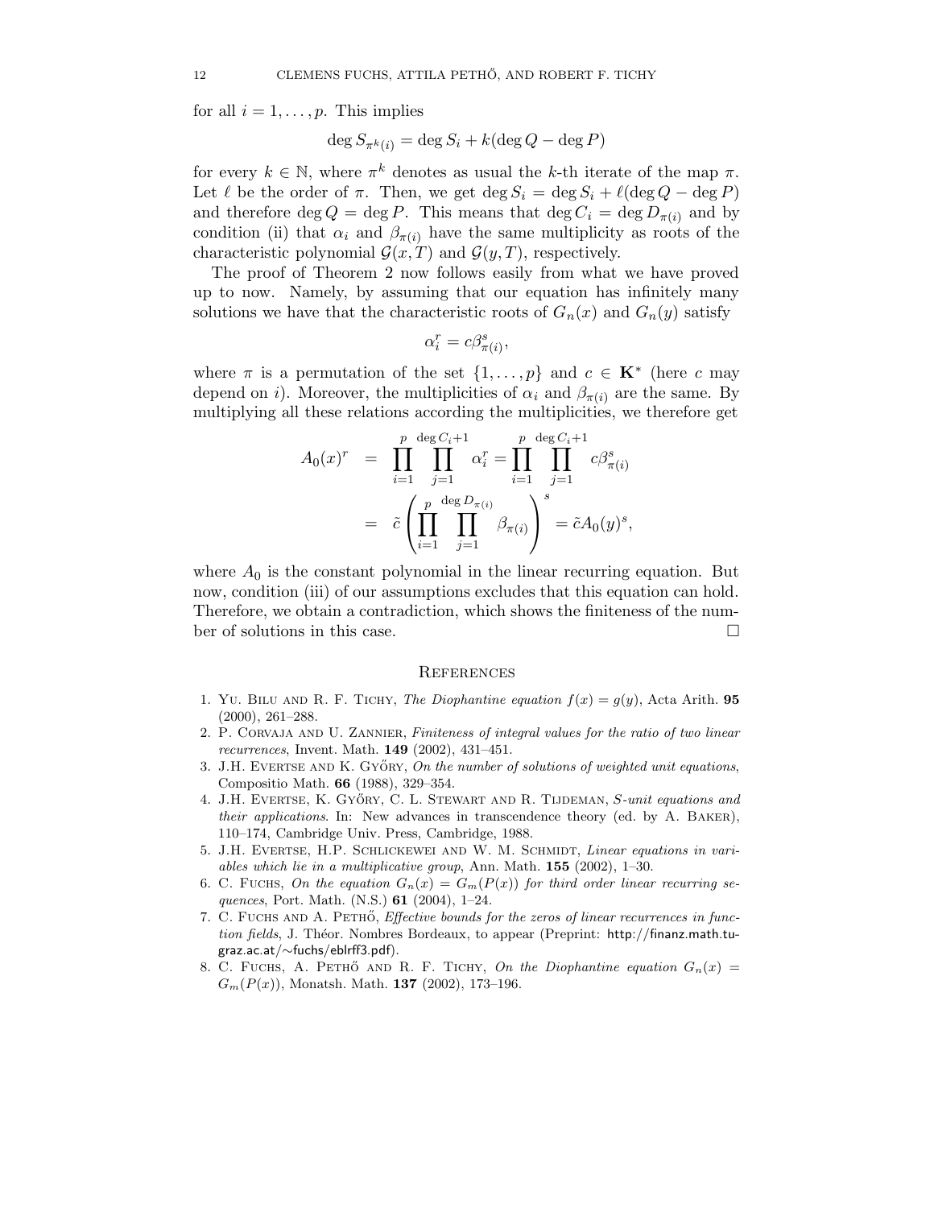for all $i = 1, \dots, p$. This implies

$$\deg S_{\pi^k(i)} = \deg S_i + k(\deg Q - \deg P)$$

for every $k \in \mathbb{N}$, where $\pi^k$ denotes as usual the $k$-th iterate of the map $\pi$. Let $\ell$ be the order of $\pi$. Then, we get $\deg S_i = \deg S_i + \ell(\deg Q - \deg P)$ and therefore $\deg Q = \deg P$. This means that $\deg C_i = \deg D_{\pi(i)}$ and by condition (ii) that $\alpha_i$ and $\beta_{\pi(i)}$ have the same multiplicity as roots of the characteristic polynomial $\mathcal{G}(x,T)$ and $\mathcal{G}(y,T)$, respectively.

The proof of Theorem 2 now follows easily from what we have proved up to now. Namely, by assuming that our equation has infinitely many solutions we have that the characteristic roots of $G_n(x)$ and $G_n(y)$ satisfy

$$\alpha_i^r = c\beta_{\pi(i)}^s,$$

where $\pi$ is a permutation of the set $\{1, \dots, p\}$ and $c \in \mathbf{K}^*$ (here $c$ may depend on $i$). Moreover, the multiplicities of $\alpha_i$ and $\beta_{\pi(i)}$ are the same. By multiplying all these relations according the multiplicities, we therefore get

$$\begin{aligned} A_0(x)^r &= \prod_{i=1}^{p} \prod_{j=1}^{\deg C_i + 1} \alpha_i^r = \prod_{i=1}^{p} \prod_{j=1}^{\deg C_i + 1} c\beta_{\pi(i)}^s \\ &= \tilde{c} \left( \prod_{i=1}^{p} \prod_{j=1}^{\deg D_{\pi(i)}} \beta_{\pi(i)} \right)^s = \tilde{c} A_0(y)^s, \end{aligned}$$

where $A_0$ is the constant polynomial in the linear recurring equation. But now, condition (iii) of our assumptions excludes that this equation can hold. Therefore, we obtain a contradiction, which shows the finiteness of the number of solutions in this case. □

## References

1. Yu. Bilu and R. F. Tichy, *The Diophantine equation $f(x) = g(y)$*, Acta Arith. **95** (2000), 261–288.
2. P. Corvaja and U. Zannier, *Finiteness of integral values for the ratio of two linear recurrences*, Invent. Math. **149** (2002), 431–451.
3. J.H. Evertse and K. Győry, *On the number of solutions of weighted unit equations*, Compositio Math. **66** (1988), 329–354.
4. J.H. Evertse, K. Győry, C. L. Stewart and R. Tijdeman, *S-unit equations and their applications*. In: New advances in transcendence theory (ed. by A. Baker), 110–174, Cambridge Univ. Press, Cambridge, 1988.
5. J.H. Evertse, H.P. Schlickewei and W. M. Schmidt, *Linear equations in variables which lie in a multiplicative group*, Ann. Math. **155** (2002), 1–30.
6. C. Fuchs, *On the equation $G_n(x) = G_m(P(x))$ for third order linear recurring sequences*, Port. Math. (N.S.) **61** (2004), 1–24.
7. C. Fuchs and A. Pethő, *Effective bounds for the zeros of linear recurrences in function fields*, J. Théor. Nombres Bordeaux, to appear (Preprint: http://finanz.math.tu-graz.ac.at/∼fuchs/eblrff3.pdf).
8. C. Fuchs, A. Pethő and R. F. Tichy, *On the Diophantine equation $G_n(x) = G_m(P(x))$*, Monatsh. Math. **137** (2002), 173–196.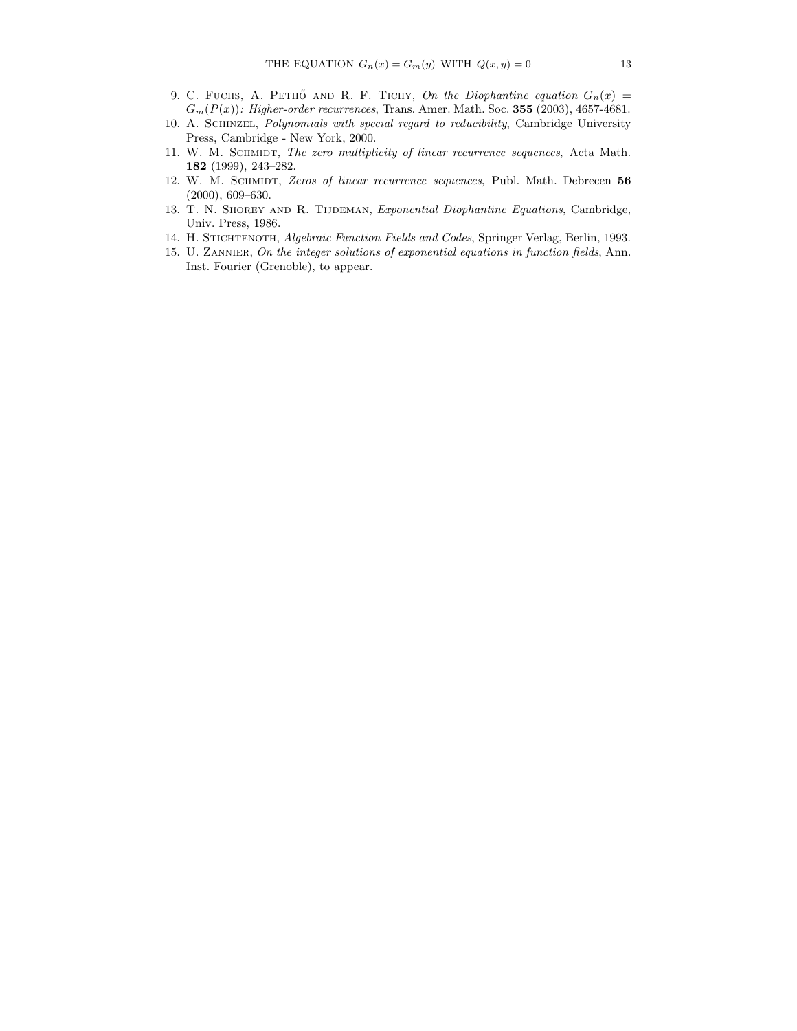9. C. Fuchs, A. Pethő and R. F. Tichy, *On the Diophantine equation $G_n(x) = G_m(P(x))$: Higher-order recurrences*, Trans. Amer. Math. Soc. **355** (2003), 4657-4681.
10. A. Schinzel, *Polynomials with special regard to reducibility*, Cambridge University Press, Cambridge - New York, 2000.
11. W. M. Schmidt, *The zero multiplicity of linear recurrence sequences*, Acta Math. **182** (1999), 243–282.
12. W. M. Schmidt, *Zeros of linear recurrence sequences*, Publ. Math. Debrecen **56** (2000), 609–630.
13. T. N. Shorey and R. Tijdeman, *Exponential Diophantine Equations*, Cambridge, Univ. Press, 1986.
14. H. Stichtenoth, *Algebraic Function Fields and Codes*, Springer Verlag, Berlin, 1993.
15. U. Zannier, *On the integer solutions of exponential equations in function fields*, Ann. Inst. Fourier (Grenoble), to appear.